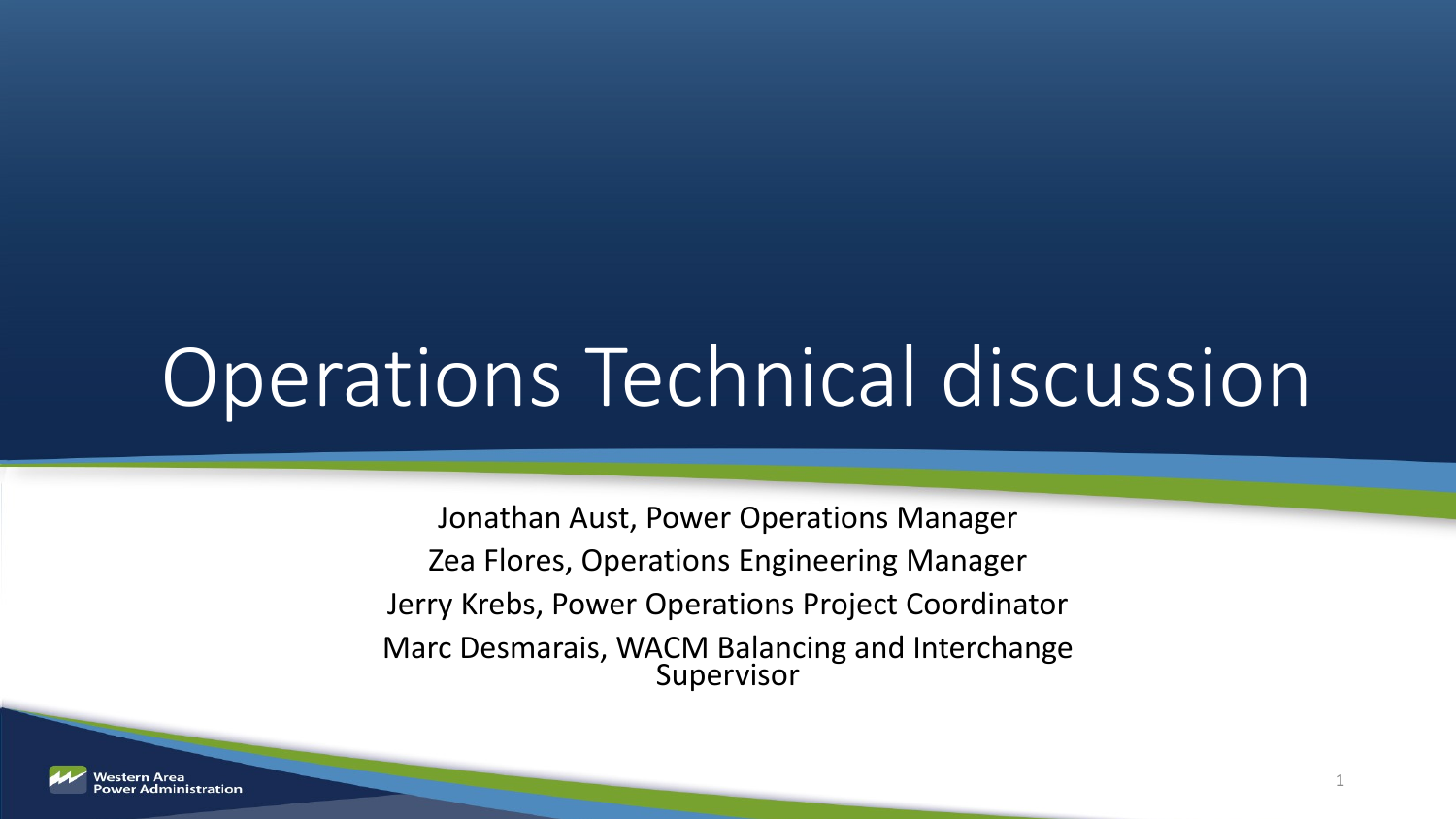# Operations Technical discussion

Jonathan Aust, Power Operations Manager

Zea Flores, Operations Engineering Manager

Jerry Krebs, Power Operations Project Coordinator

Marc Desmarais, WACM Balancing and Interchange Supervisor

Western Area Power Administration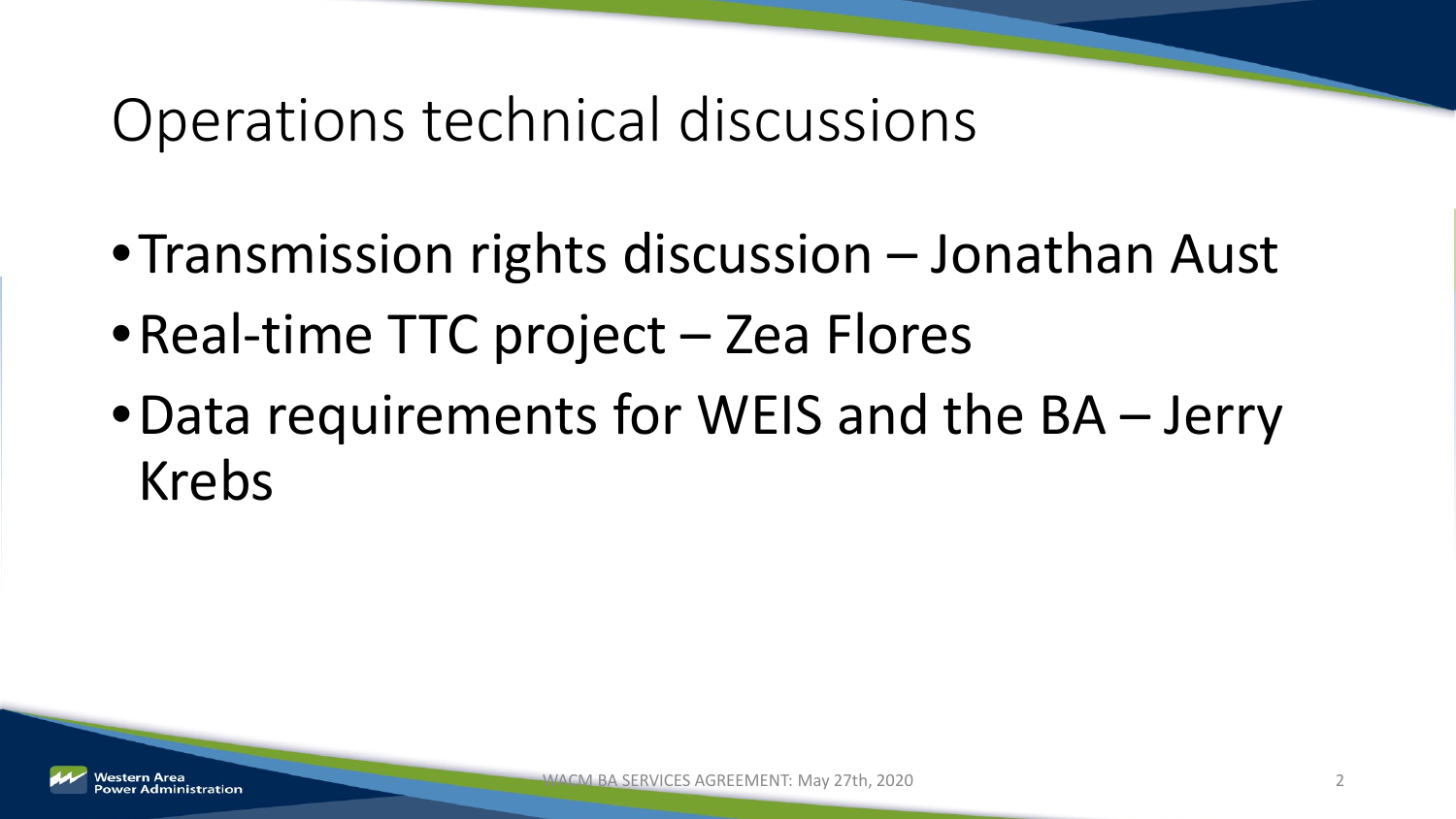# Operations technical discussions

- Transmission rights discussion – Jonathan Aust
- Real-time TTC project – Zea Flores
- Data requirements for WEIS and the BA – Jerry Krebs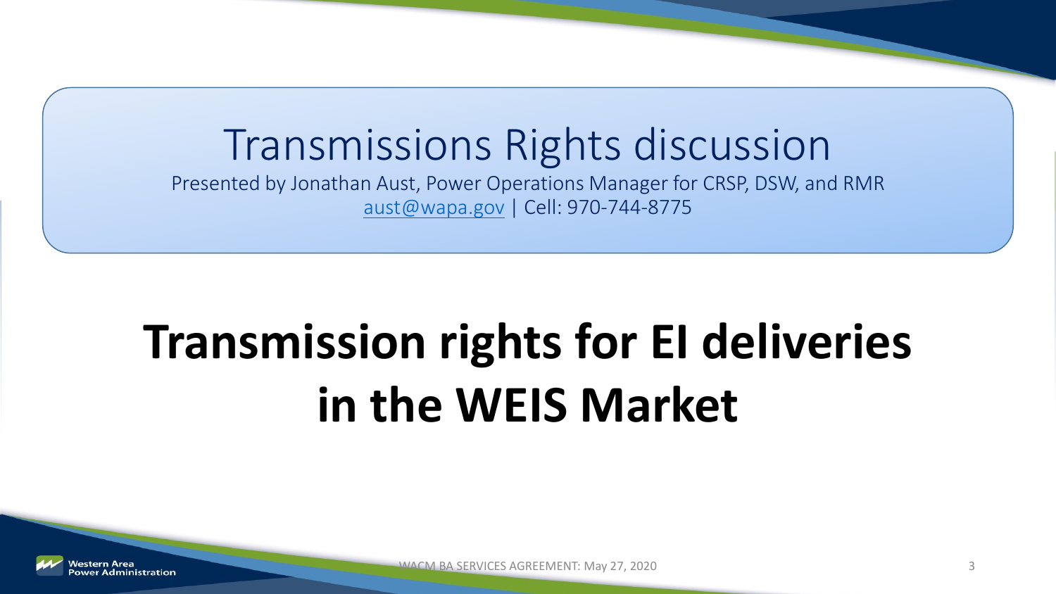# Transmissions Rights discussion

Presented by Jonathan Aust, Power Operations Manager for CRSP, DSW, and RMR
aust@wapa.gov | Cell: 970-744-8775

# Transmission rights for EI deliveries in the WEIS Market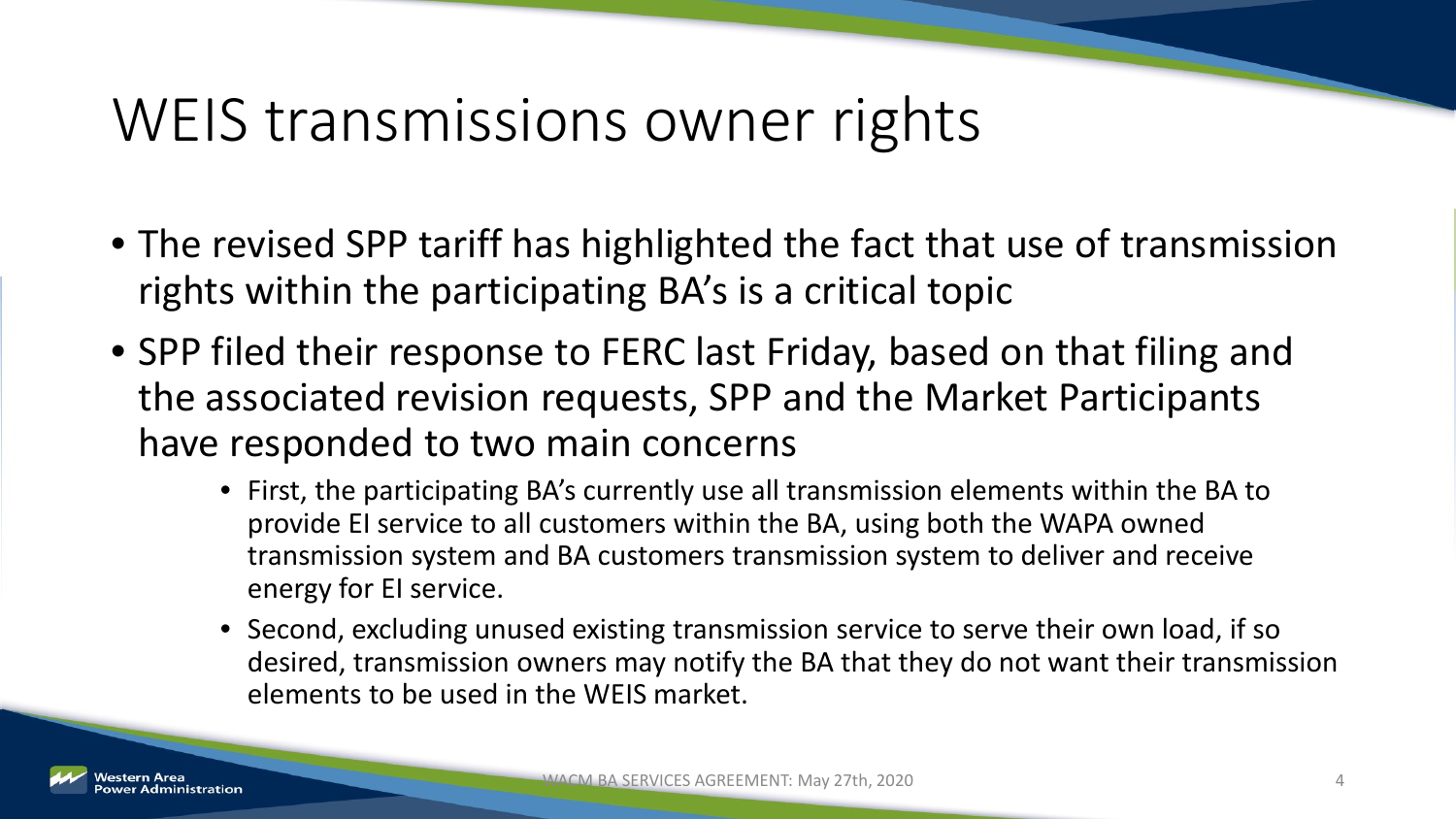# WEIS transmissions owner rights

- The revised SPP tariff has highlighted the fact that use of transmission rights within the participating BA's is a critical topic
- SPP filed their response to FERC last Friday, based on that filing and the associated revision requests, SPP and the Market Participants have responded to two main concerns
  - First, the participating BA's currently use all transmission elements within the BA to provide EI service to all customers within the BA, using both the WAPA owned transmission system and BA customers transmission system to deliver and receive energy for EI service.
  - Second, excluding unused existing transmission service to serve their own load, if so desired, transmission owners may notify the BA that they do not want their transmission elements to be used in the WEIS market.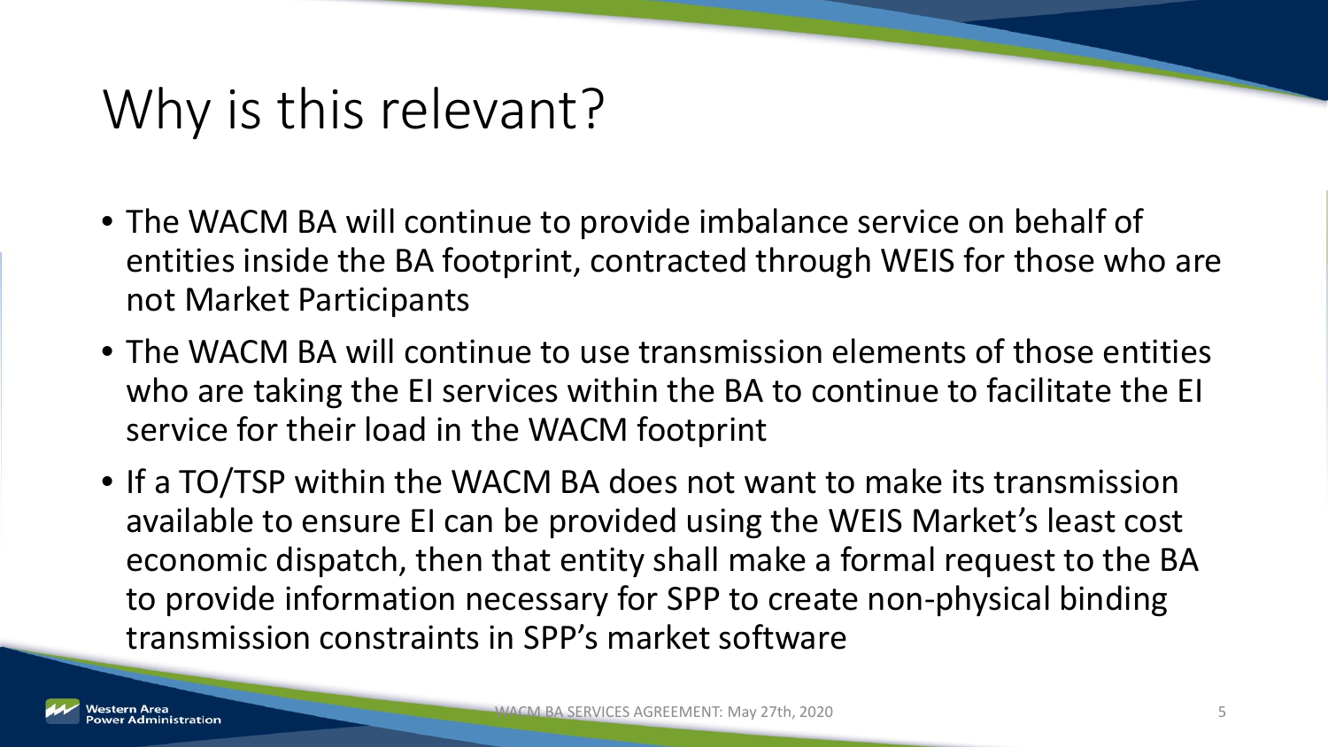# Why is this relevant?

- The WACM BA will continue to provide imbalance service on behalf of entities inside the BA footprint, contracted through WEIS for those who are not Market Participants
- The WACM BA will continue to use transmission elements of those entities who are taking the EI services within the BA to continue to facilitate the EI service for their load in the WACM footprint
- If a TO/TSP within the WACM BA does not want to make its transmission available to ensure EI can be provided using the WEIS Market's least cost economic dispatch, then that entity shall make a formal request to the BA to provide information necessary for SPP to create non-physical binding transmission constraints in SPP's market software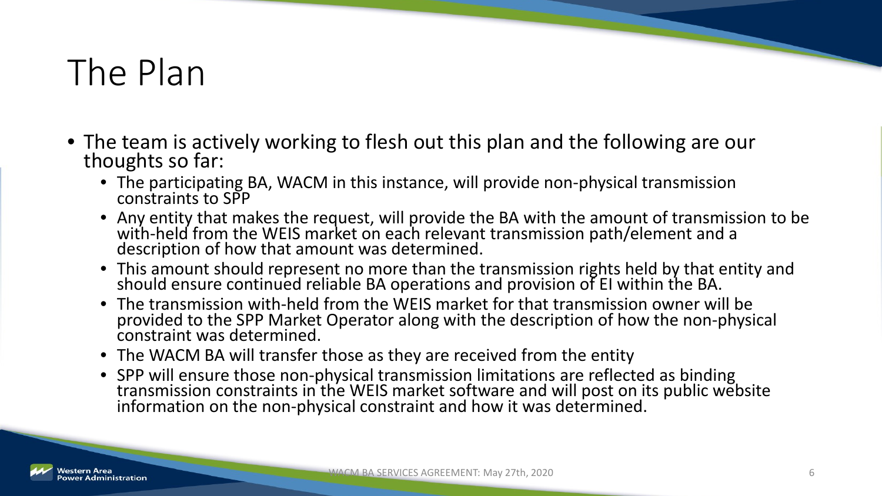# The Plan

- The team is actively working to flesh out this plan and the following are our thoughts so far:
  - The participating BA, WACM in this instance, will provide non-physical transmission constraints to SPP
  - Any entity that makes the request, will provide the BA with the amount of transmission to be with-held from the WEIS market on each relevant transmission path/element and a description of how that amount was determined.
  - This amount should represent no more than the transmission rights held by that entity and should ensure continued reliable BA operations and provision of EI within the BA.
  - The transmission with-held from the WEIS market for that transmission owner will be provided to the SPP Market Operator along with the description of how the non-physical constraint was determined.
  - The WACM BA will transfer those as they are received from the entity
  - SPP will ensure those non-physical transmission limitations are reflected as binding transmission constraints in the WEIS market software and will post on its public website information on the non-physical constraint and how it was determined.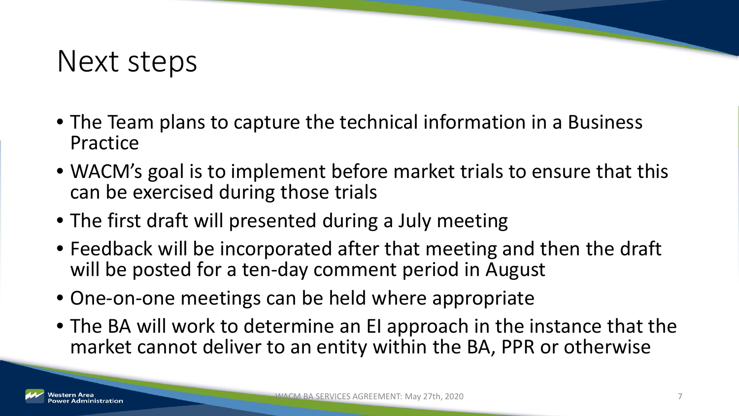# Next steps

- The Team plans to capture the technical information in a Business Practice
- WACM's goal is to implement before market trials to ensure that this can be exercised during those trials
- The first draft will presented during a July meeting
- Feedback will be incorporated after that meeting and then the draft will be posted for a ten-day comment period in August
- One-on-one meetings can be held where appropriate
- The BA will work to determine an EI approach in the instance that the market cannot deliver to an entity within the BA, PPR or otherwise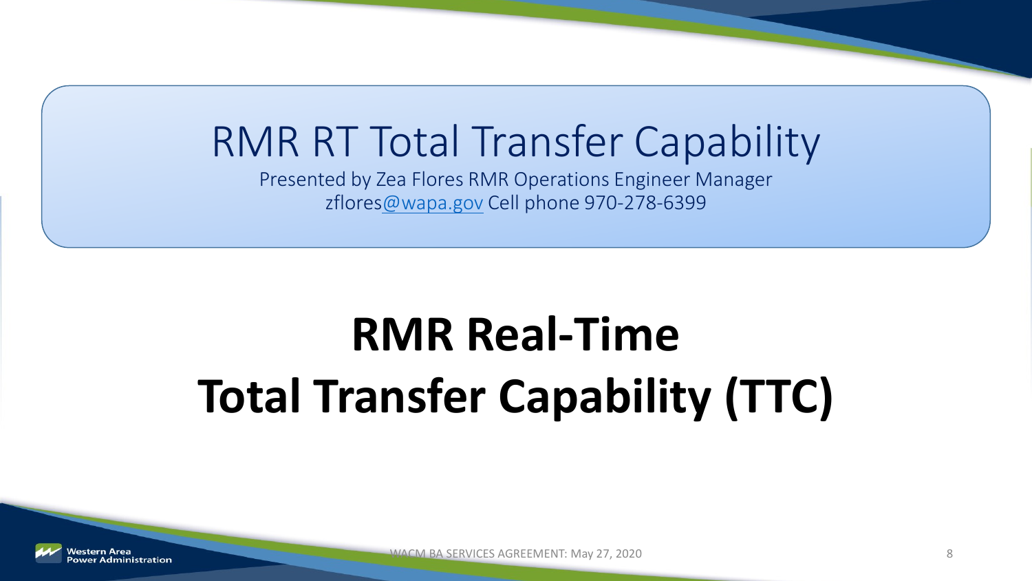# RMR RT Total Transfer Capability

Presented by Zea Flores RMR Operations Engineer Manager
zflores@wapa.gov Cell phone 970-278-6399

# RMR Real-Time Total Transfer Capability (TTC)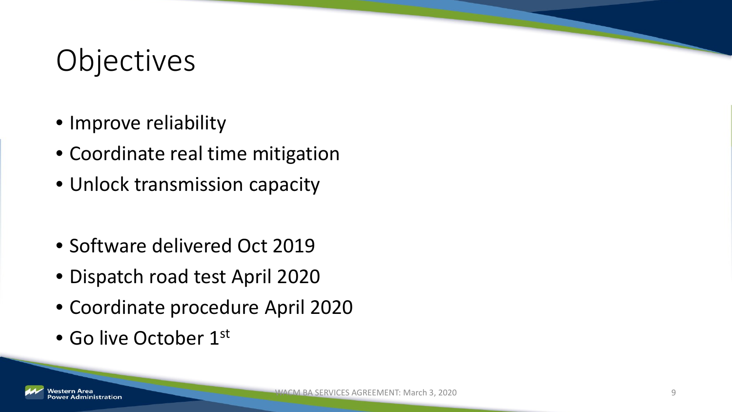# Objectives

- Improve reliability
- Coordinate real time mitigation
- Unlock transmission capacity

- Software delivered Oct 2019
- Dispatch road test April 2020
- Coordinate procedure April 2020
- Go live October 1st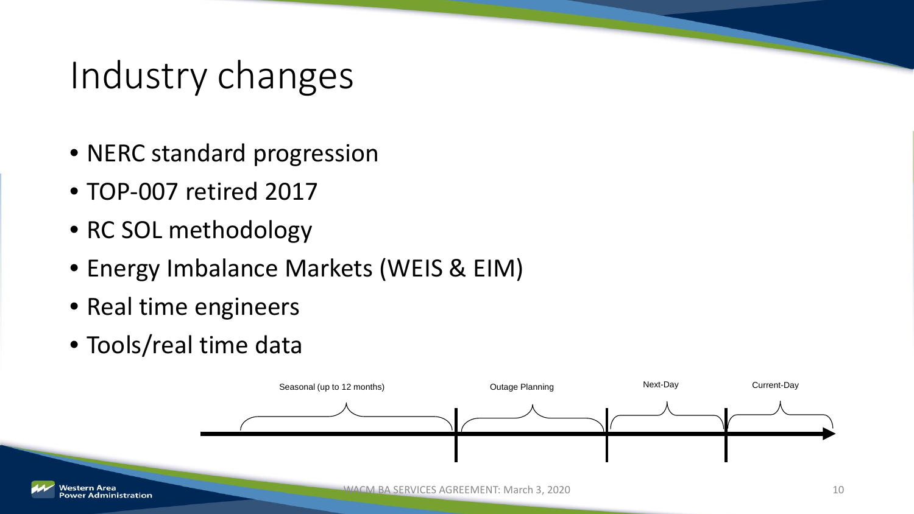# Industry changes

- NERC standard progression
- TOP-007 retired 2017
- RC SOL methodology
- Energy Imbalance Markets (WEIS & EIM)
- Real time engineers
- Tools/real time data

Seasonal (up to 12 months) | Outage Planning | Next-Day | Current-Day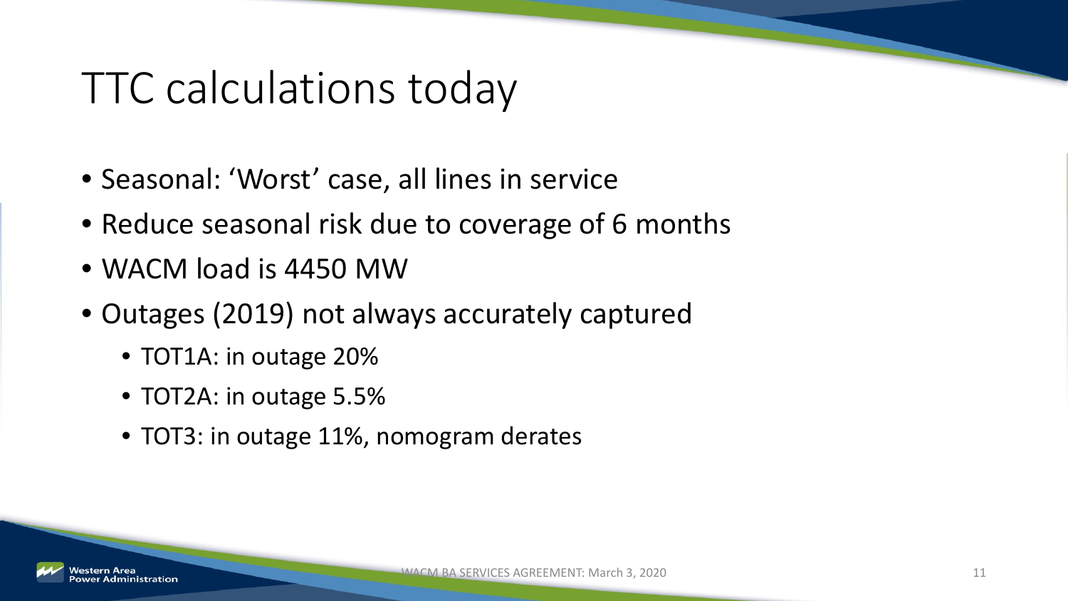# TTC calculations today

- Seasonal: 'Worst' case, all lines in service
- Reduce seasonal risk due to coverage of 6 months
- WACM load is 4450 MW
- Outages (2019) not always accurately captured
  - TOT1A: in outage 20%
  - TOT2A: in outage 5.5%
  - TOT3: in outage 11%, nomogram derates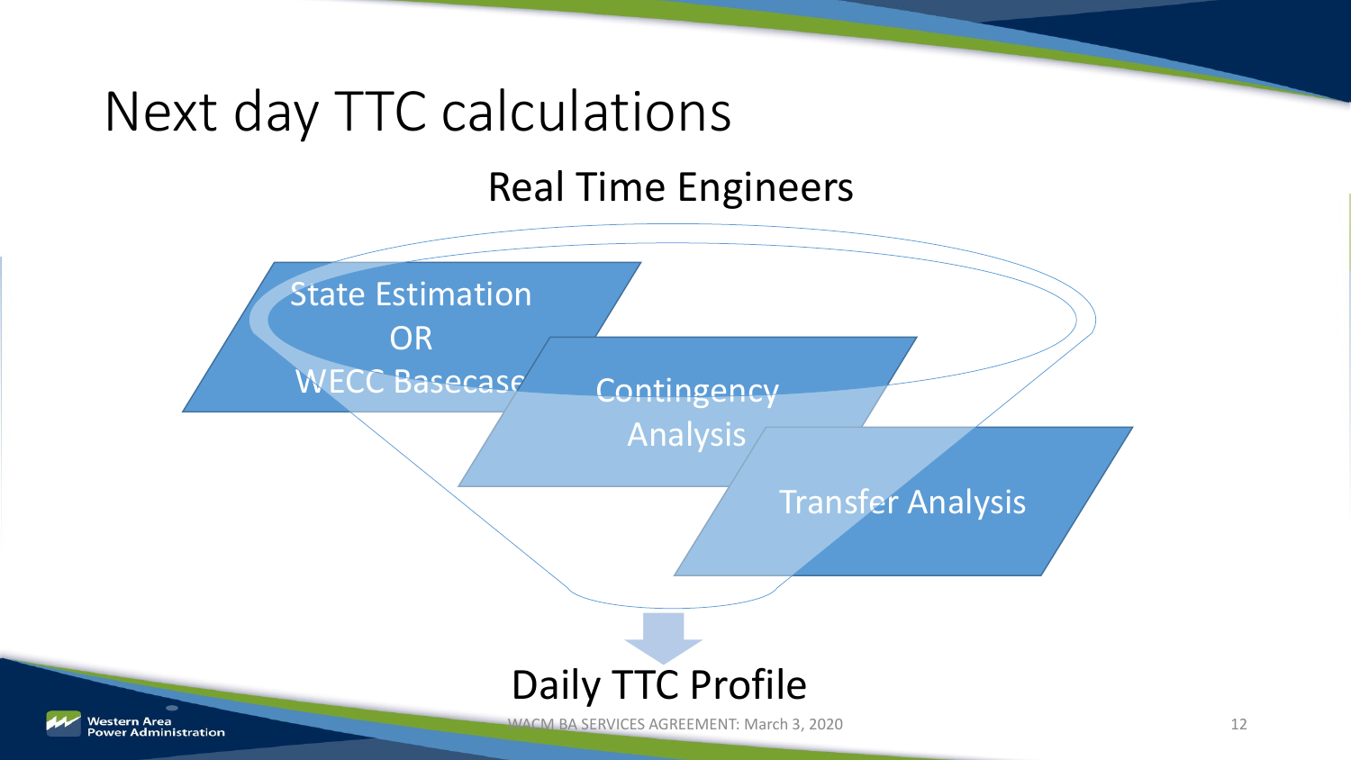# Next day TTC calculations

## Real Time Engineers

- State Estimation OR WECC Basecase
- Contingency Analysis
- Transfer Analysis

Daily TTC Profile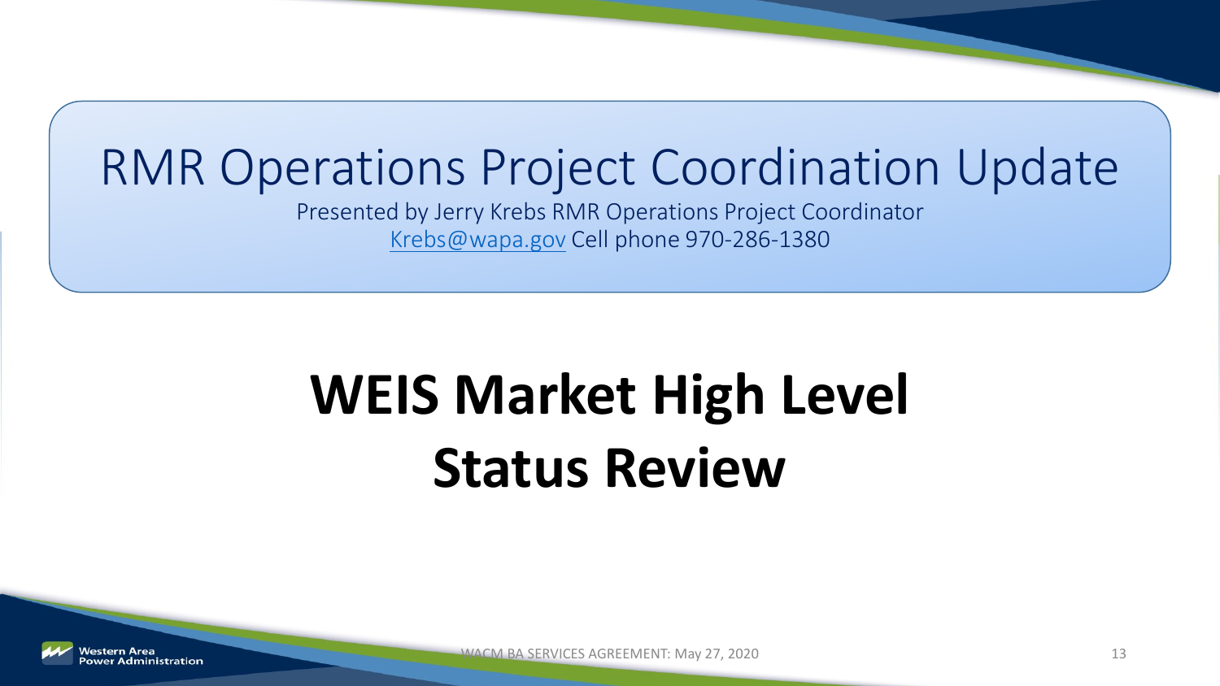# RMR Operations Project Coordination Update

Presented by Jerry Krebs RMR Operations Project Coordinator
Krebs@wapa.gov Cell phone 970-286-1380

# WEIS Market High Level Status Review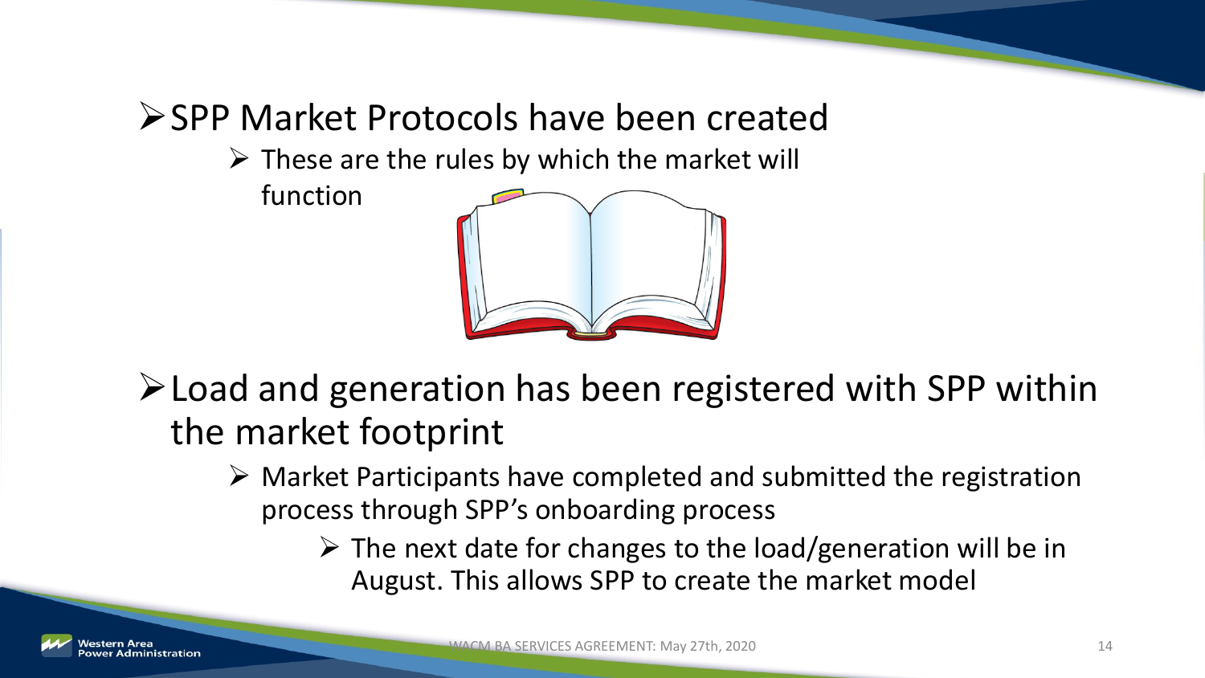- SPP Market Protocols have been created
  - These are the rules by which the market will function
- Load and generation has been registered with SPP within the market footprint
  - Market Participants have completed and submitted the registration process through SPP's onboarding process
    - The next date for changes to the load/generation will be in August. This allows SPP to create the market model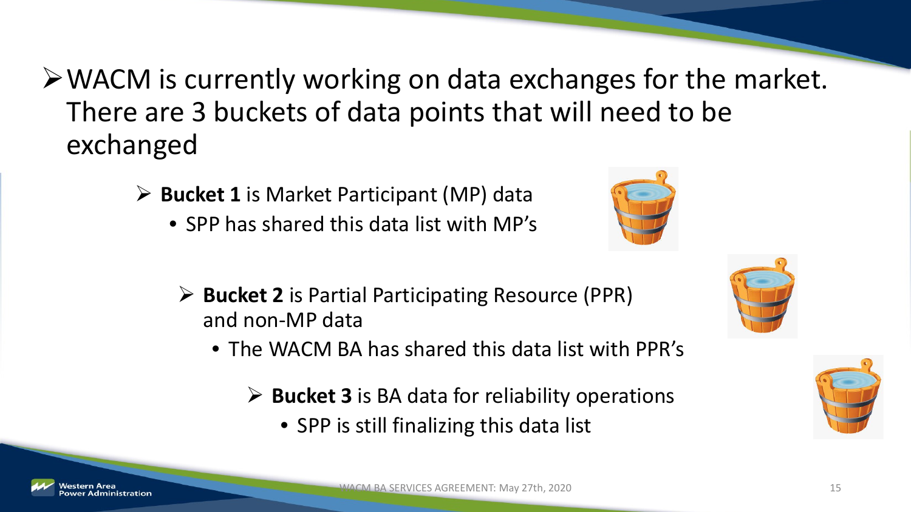- WACM is currently working on data exchanges for the market. There are 3 buckets of data points that will need to be exchanged
  - **Bucket 1** is Market Participant (MP) data
    - SPP has shared this data list with MP's
  - **Bucket 2** is Partial Participating Resource (PPR) and non-MP data
    - The WACM BA has shared this data list with PPR's
  - **Bucket 3** is BA data for reliability operations
    - SPP is still finalizing this data list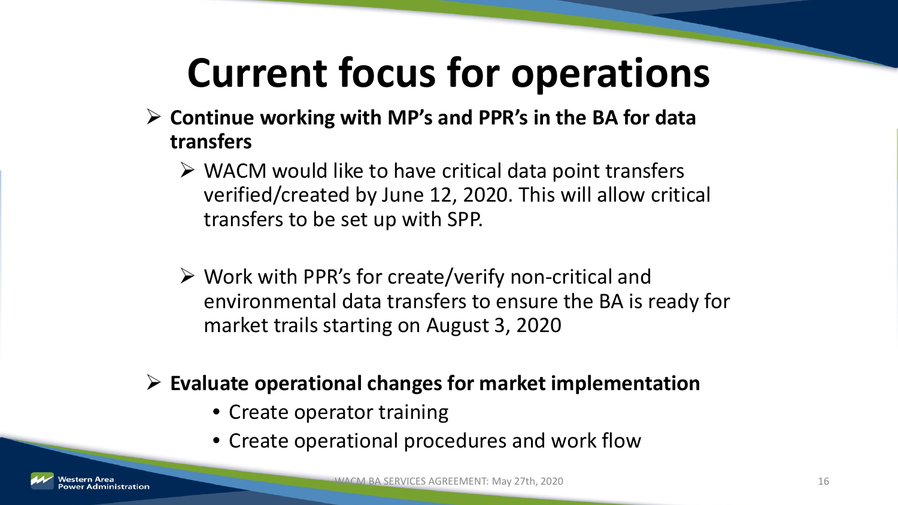# Current focus for operations

- **Continue working with MP's and PPR's in the BA for data transfers**
  - WACM would like to have critical data point transfers verified/created by June 12, 2020. This will allow critical transfers to be set up with SPP.
  - Work with PPR's for create/verify non-critical and environmental data transfers to ensure the BA is ready for market trails starting on August 3, 2020
- **Evaluate operational changes for market implementation**
  - Create operator training
  - Create operational procedures and work flow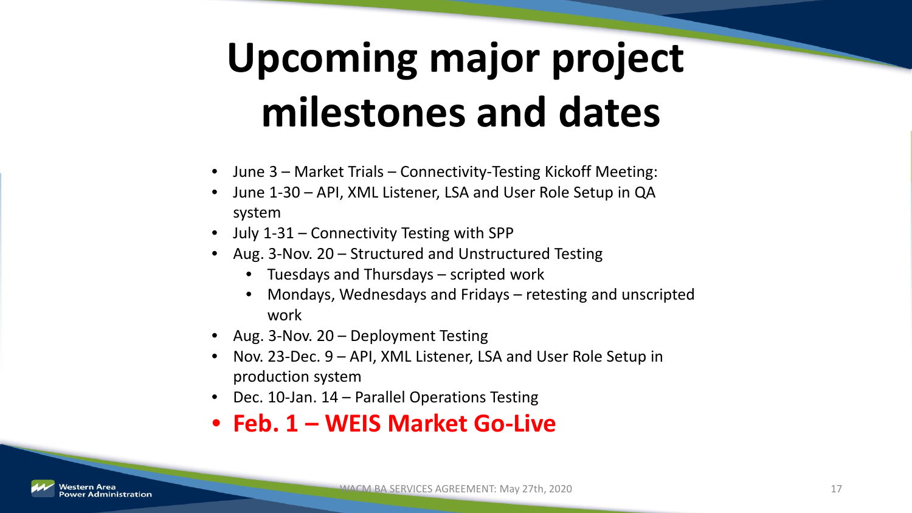# Upcoming major project milestones and dates

- June 3 – Market Trials – Connectivity-Testing Kickoff Meeting:
- June 1-30 – API, XML Listener, LSA and User Role Setup in QA system
- July 1-31 – Connectivity Testing with SPP
- Aug. 3-Nov. 20 – Structured and Unstructured Testing
  - Tuesdays and Thursdays – scripted work
  - Mondays, Wednesdays and Fridays – retesting and unscripted work
- Aug. 3-Nov. 20 – Deployment Testing
- Nov. 23-Dec. 9 – API, XML Listener, LSA and User Role Setup in production system
- Dec. 10-Jan. 14 – Parallel Operations Testing
- **Feb. 1 – WEIS Market Go-Live**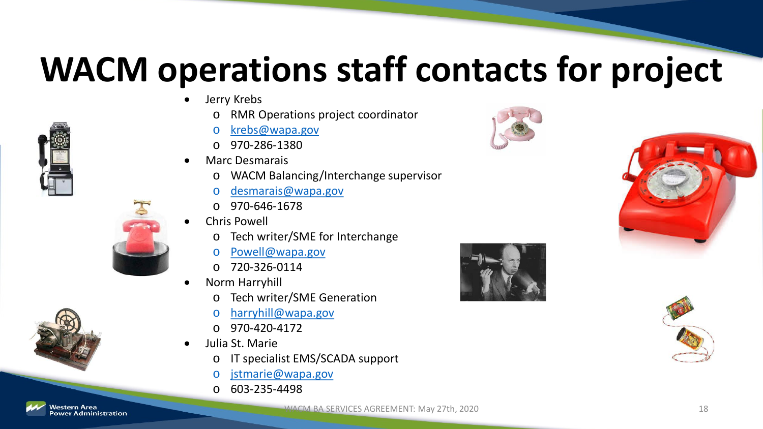# WACM operations staff contacts for project

- Jerry Krebs
  - RMR Operations project coordinator
  - krebs@wapa.gov
  - 970-286-1380
- Marc Desmarais
  - WACM Balancing/Interchange supervisor
  - desmarais@wapa.gov
  - 970-646-1678
- Chris Powell
  - Tech writer/SME for Interchange
  - Powell@wapa.gov
  - 720-326-0114
- Norm Harryhill
  - Tech writer/SME Generation
  - harryhill@wapa.gov
  - 970-420-4172
- Julia St. Marie
  - IT specialist EMS/SCADA support
  - jstmarie@wapa.gov
  - 603-235-4498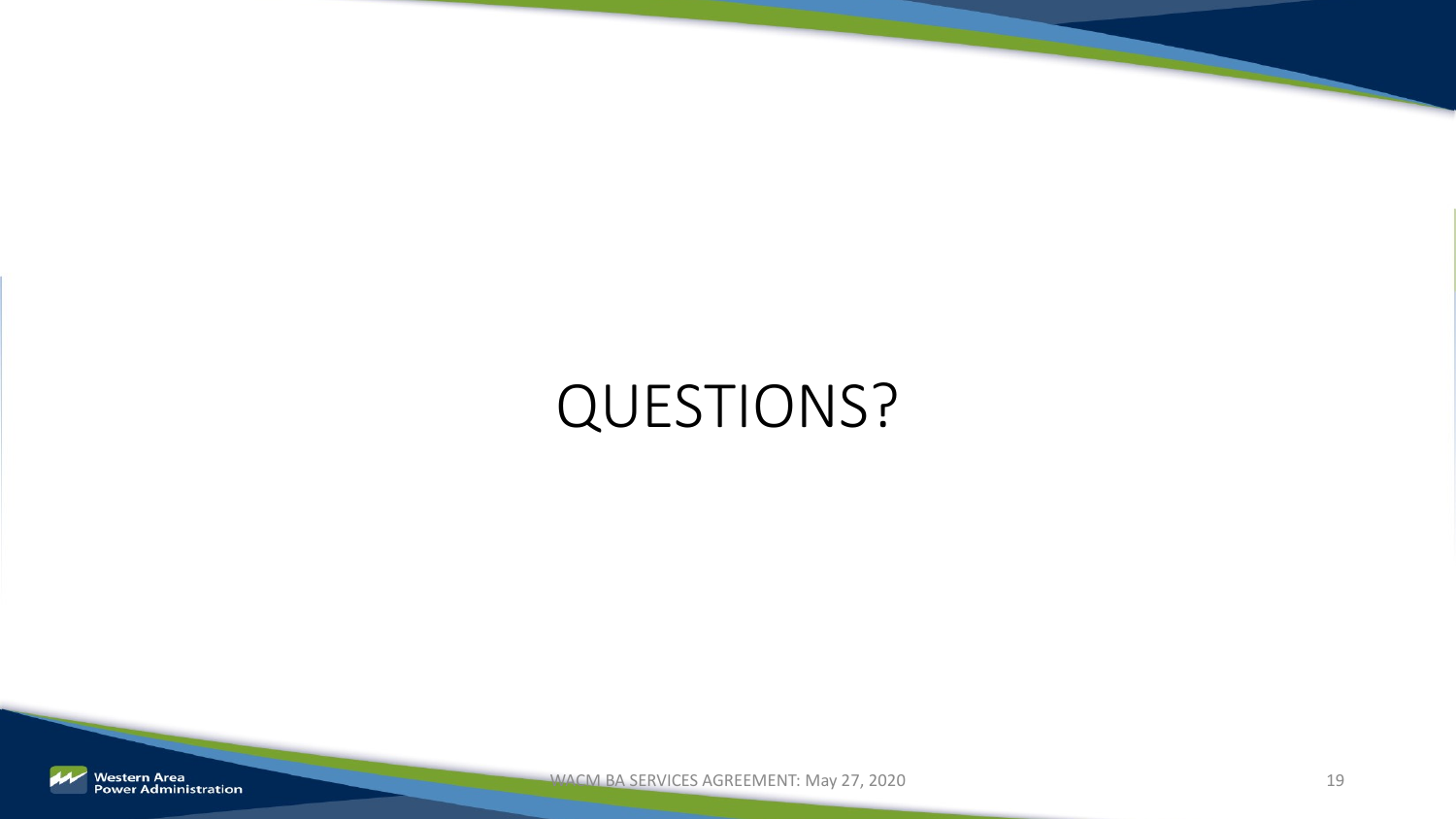# QUESTIONS?